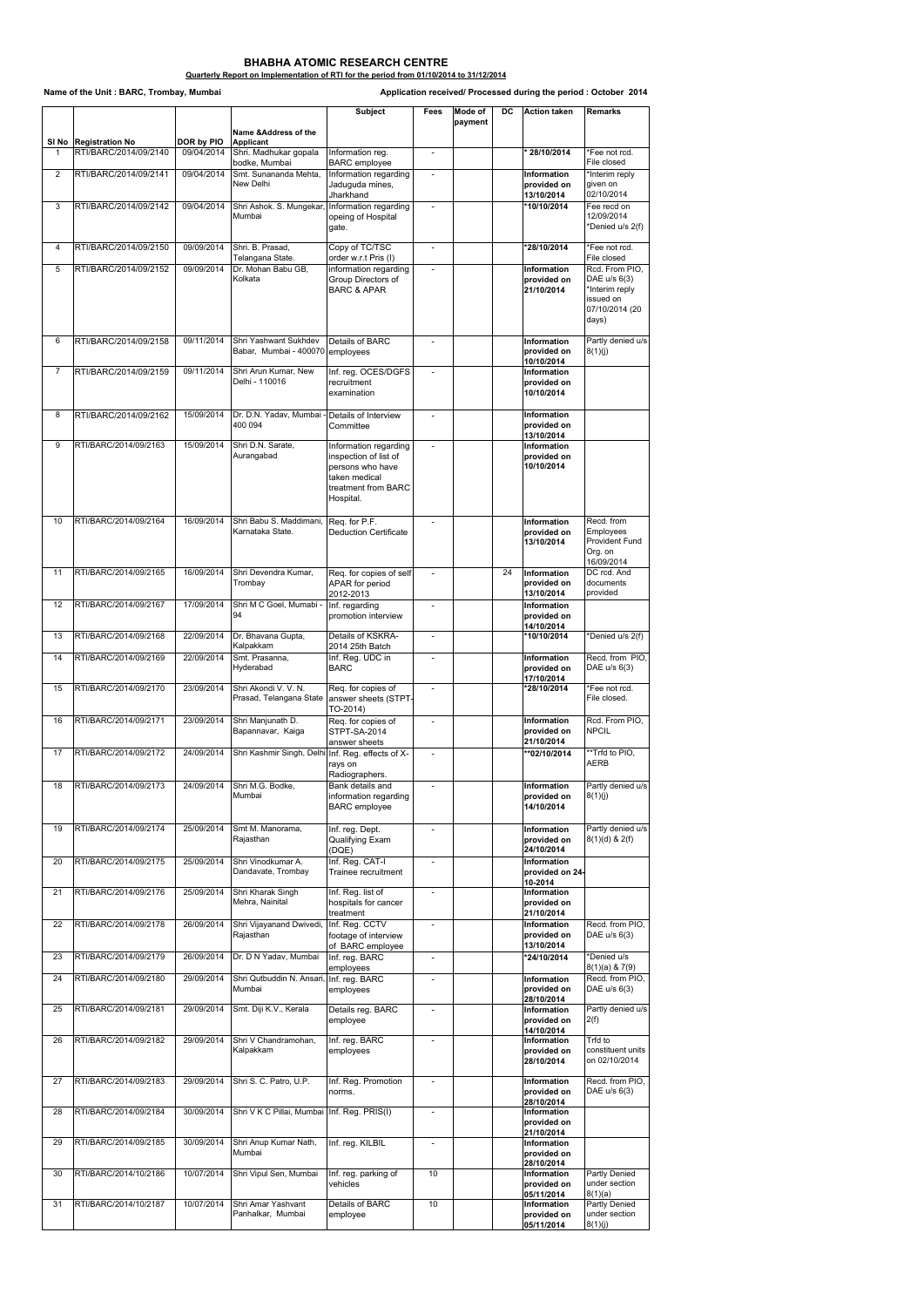# BHABHA ATOMIC RESEARCH CENTRE

**Quarterly Report on Implementation of RTI for the period from 01/10/2014 to 31/12/2014**

**Name of the Unit : BARC, Trombay, Mumbai** **Application received/ Processed during the period : October 2014**

| Sl No | Registration No | DOR by PIO | Name &Address of the Applicant | Subject | Fees | Mode of payment | DC | Action taken | Remarks |
|---|---|---|---|---|---|---|---|---|---|
| 1 | RTI/BARC/2014/09/2140 | 09/04/2014 | Shri. Madhukar gopala bodke, Mumbai | Information reg. BARC employee | - | | | * 28/10/2014 | *Fee not rcd. File closed |
| 2 | RTI/BARC/2014/09/2141 | 09/04/2014 | Smt. Sunananda Mehta, New Delhi | Information regarding Jaduguda mines, Jharkhand | - | | | Information provided on 13/10/2014 | *Interim reply given on 02/10/2014 |
| 3 | RTI/BARC/2014/09/2142 | 09/04/2014 | Shri Ashok. S. Mungekar, Mumbai | Information regarding opeing of Hospital gate. | - | | | *10/10/2014 | Fee recd on 12/09/2014 *Denied u/s 2(f) |
| 4 | RTI/BARC/2014/09/2150 | 09/09/2014 | Shri. B. Prasad, Telangana State. | Copy of TC/TSC order w.r.t Pris (I) | - | | | *28/10/2014 | *Fee not rcd. File closed |
| 5 | RTI/BARC/2014/09/2152 | 09/09/2014 | Dr. Mohan Babu GB, Kolkata | information regarding Group Directors of BARC & APAR | - | | | Information provided on 21/10/2014 | Rcd. From PIO, DAE u/s 6(3) *Interim reply issued on 07/10/2014 (20 days) |
| 6 | RTI/BARC/2014/09/2158 | 09/11/2014 | Shri Yashwant Sukhdev Babar, Mumbai - 400070 | Details of BARC employees | - | | | Information provided on 10/10/2014 | Partly denied u/s 8(1)(j) |
| 7 | RTI/BARC/2014/09/2159 | 09/11/2014 | Shri Arun Kumar, New Delhi - 110016 | Inf. reg. OCES/DGFS recruitment examination | - | | | Information provided on 10/10/2014 | |
| 8 | RTI/BARC/2014/09/2162 | 15/09/2014 | Dr. D.N. Yadav, Mumbai - 400 094 | Details of Interview Committee | - | | | Information provided on 13/10/2014 | |
| 9 | RTI/BARC/2014/09/2163 | 15/09/2014 | Shri D.N. Sarate, Aurangabad | Information regarding inspection of list of persons who have taken medical treatment from BARC Hospital. | - | | | Information provided on 10/10/2014 | |
| 10 | RTI/BARC/2014/09/2164 | 16/09/2014 | Shri Babu S. Maddimani, Karnataka State. | Req. for P.F. Deduction Certificate | - | | | Information provided on 13/10/2014 | Recd. from Employees Provident Fund Org. on 16/09/2014 |
| 11 | RTI/BARC/2014/09/2165 | 16/09/2014 | Shri Devendra Kumar, Trombay | Req. for copies of self APAR for period 2012-2013 | - | | 24 | Information provided on 13/10/2014 | DC rcd. And documents provided |
| 12 | RTI/BARC/2014/09/2167 | 17/09/2014 | Shri M C Goel, Mumabi - 94 | Inf. regarding promotion interview | - | | | Information provided on 14/10/2014 | |
| 13 | RTI/BARC/2014/09/2168 | 22/09/2014 | Dr. Bhavana Gupta, Kalpakkam | Details of KSKRA-2014 25th Batch | - | | | *10/10/2014 | *Denied u/s 2(f) |
| 14 | RTI/BARC/2014/09/2169 | 22/09/2014 | Smt. Prasanna, Hyderabad | Inf. Reg. UDC in BARC | - | | | Information provided on 17/10/2014 | Recd. from PIO, DAE u/s 6(3) |
| 15 | RTI/BARC/2014/09/2170 | 23/09/2014 | Shri Akondi V. V. N. Prasad, Telangana State | Req. for copies of answer sheets (STPT-TO-2014) | - | | | *28/10/2014 | *Fee not rcd. File closed. |
| 16 | RTI/BARC/2014/09/2171 | 23/09/2014 | Shri Manjunath D. Bapannavar, Kaiga | Req. for copies of STPT-SA-2014 answer sheets | - | | | Information provided on 21/10/2014 | Rcd. From PIO, NPCIL |
| 17 | RTI/BARC/2014/09/2172 | 24/09/2014 | Shri Kashmir Singh, Delhi | Inf. Reg. effects of X-rays on Radiographers. | - | | | **02/10/2014 | **Trfd to PIO, AERB |
| 18 | RTI/BARC/2014/09/2173 | 24/09/2014 | Shri M.G. Bodke, Mumbai | Bank details and information regarding BARC employee | - | | | Information provided on 14/10/2014 | Partly denied u/s 8(1)(j) |
| 19 | RTI/BARC/2014/09/2174 | 25/09/2014 | Smt M. Manorama, Rajasthan | Inf. reg. Dept. Qualifying Exam (DQE) | - | | | Information provided on 24/10/2014 | Partly denied u/s 8(1)(d) & 2(f) |
| 20 | RTI/BARC/2014/09/2175 | 25/09/2014 | Shri Vinodkumar A. Dandavate, Trombay | Inf. Reg. CAT-I Trainee recruitment | - | | | Information provided on 24-10-2014 | |
| 21 | RTI/BARC/2014/09/2176 | 25/09/2014 | Shri Kharak Singh Mehra, Nainital | Inf. Reg. list of hospitals for cancer treatment | - | | | Information provided on 21/10/2014 | |
| 22 | RTI/BARC/2014/09/2178 | 26/09/2014 | Shri Vijayanand Dwivedi, Rajasthan | Inf. Reg. CCTV footage of interview of BARC employee | - | | | Information provided on 13/10/2014 | Recd. from PIO, DAE u/s 6(3) |
| 23 | RTI/BARC/2014/09/2179 | 26/09/2014 | Dr. D N Yadav, Mumbai | Inf. reg. BARC employees | - | | | *24/10/2014 | *Denied u/s 8(1)(a) & 7(9) |
| 24 | RTI/BARC/2014/09/2180 | 29/09/2014 | Shri Qutbuddin N. Ansari, Mumbai | Inf. reg. BARC employees | - | | | Information provided on 28/10/2014 | Recd. from PIO, DAE u/s 6(3) |
| 25 | RTI/BARC/2014/09/2181 | 29/09/2014 | Smt. Diji K.V., Kerala | Details reg. BARC employee | - | | | Information provided on 14/10/2014 | Partly denied u/s 2(f) |
| 26 | RTI/BARC/2014/09/2182 | 29/09/2014 | Shri V Chandramohan, Kalpakkam | Inf. reg. BARC employees | - | | | Information provided on 28/10/2014 | Trfd to constituent units on 02/10/2014 |
| 27 | RTI/BARC/2014/09/2183 | 29/09/2014 | Shri S. C. Patro, U.P. | Inf. Reg. Promotion norms. | - | | | Information provided on 28/10/2014 | Recd. from PIO, DAE u/s 6(3) |
| 28 | RTI/BARC/2014/09/2184 | 30/09/2014 | Shri V K C Pillai, Mumbai | Inf. Reg. PRIS(I) | - | | | Information provided on 21/10/2014 | |
| 29 | RTI/BARC/2014/09/2185 | 30/09/2014 | Shri Anup Kumar Nath, Mumbai | Inf. reg. KILBIL | - | | | Information provided on 28/10/2014 | |
| 30 | RTI/BARC/2014/10/2186 | 10/07/2014 | Shri Vipul Sen, Mumbai | Inf. reg. parking of vehicles | 10 | | | Information provided on 05/11/2014 | Partly Denied under section 8(1)(a) |
| 31 | RTI/BARC/2014/10/2187 | 10/07/2014 | Shri Amar Yashvant Panhalkar, Mumbai | Details of BARC employee | 10 | | | Information provided on 05/11/2014 | Partly Denied under section 8(1)(j) |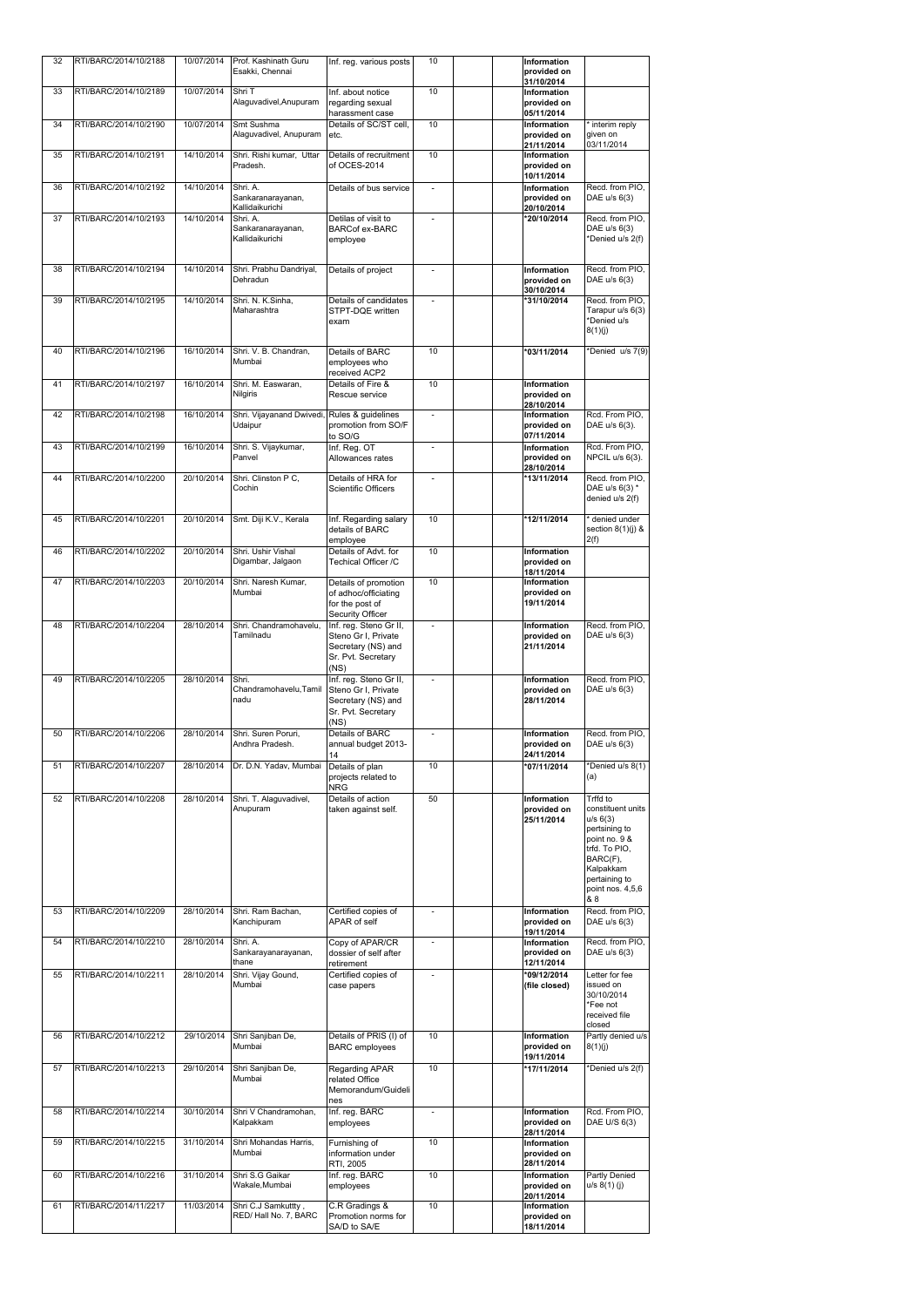| 32 | RTI/BARC/2014/10/2188 | 10/07/2014 | Prof. Kashinath Guru Esakki, Chennai | Inf. reg. various posts | 10 | | | Information provided on 31/10/2014 | |
|---|---|---|---|---|---|---|---|---|---|
| 33 | RTI/BARC/2014/10/2189 | 10/07/2014 | Shri T Alaguvadivel,Anupuram | Inf. about notice regarding sexual harassment case | 10 | | | Information provided on 05/11/2014 | |
| 34 | RTI/BARC/2014/10/2190 | 10/07/2014 | Smt Sushma Alaguvadivel, Anupuram | Details of SC/ST cell, etc. | 10 | | | Information provided on 21/11/2014 | * interim reply given on 03/11/2014 |
| 35 | RTI/BARC/2014/10/2191 | 14/10/2014 | Shri. Rishi kumar, Uttar Pradesh. | Details of recruitment of OCES-2014 | 10 | | | Information provided on 10/11/2014 | |
| 36 | RTI/BARC/2014/10/2192 | 14/10/2014 | Shri. A. Sankaranarayanan, Kallidaikurichi | Details of bus service | - | | | Information provided on 20/10/2014 | Recd. from PIO, DAE u/s 6(3) |
| 37 | RTI/BARC/2014/10/2193 | 14/10/2014 | Shri. A. Sankaranarayanan, Kallidaikurichi | Detilas of visit to BARCof ex-BARC employee | - | | | *20/10/2014 | Recd. from PIO, DAE u/s 6(3) *Denied u/s 2(f) |
| 38 | RTI/BARC/2014/10/2194 | 14/10/2014 | Shri. Prabhu Dandriyal, Dehradun | Details of project | - | | | Information provided on 30/10/2014 | Recd. from PIO, DAE u/s 6(3) |
| 39 | RTI/BARC/2014/10/2195 | 14/10/2014 | Shri. N. K.Sinha, Maharashtra | Details of candidates STPT-DQE written exam | - | | | *31/10/2014 | Recd. from PIO, Tarapur u/s 6(3) *Denied u/s 8(1)(j) |
| 40 | RTI/BARC/2014/10/2196 | 16/10/2014 | Shri. V. B. Chandran, Mumbai | Details of BARC employees who received ACP2 | 10 | | | *03/11/2014 | *Denied u/s 7(9) |
| 41 | RTI/BARC/2014/10/2197 | 16/10/2014 | Shri. M. Easwaran, Nilgiris | Details of Fire & Rescue service | 10 | | | Information provided on 28/10/2014 | |
| 42 | RTI/BARC/2014/10/2198 | 16/10/2014 | Shri. Vijayanand Dwivedi, Udaipur | Rules & guidelines promotion from SO/F to SO/G | - | | | Information provided on 07/11/2014 | Rcd. From PIO, DAE u/s 6(3). |
| 43 | RTI/BARC/2014/10/2199 | 16/10/2014 | Shri. S. Vijaykumar, Panvel | Inf. Reg. OT Allowances rates | - | | | Information provided on 28/10/2014 | Rcd. From PIO, NPCIL u/s 6(3). |
| 44 | RTI/BARC/2014/10/2200 | 20/10/2014 | Shri. Clinston P C, Cochin | Details of HRA for Scientific Officers | - | | | *13/11/2014 | Recd. from PIO, DAE u/s 6(3) * denied u/s 2(f) |
| 45 | RTI/BARC/2014/10/2201 | 20/10/2014 | Smt. Diji K.V., Kerala | Inf. Regarding salary details of BARC employee | 10 | | | *12/11/2014 | * denied under section 8(1)(j) & 2(f) |
| 46 | RTI/BARC/2014/10/2202 | 20/10/2014 | Shri. Ushir Vishal Digambar, Jalgaon | Details of Advt. for Techical Officer /C | 10 | | | Information provided on 18/11/2014 | |
| 47 | RTI/BARC/2014/10/2203 | 20/10/2014 | Shri. Naresh Kumar, Mumbai | Details of promotion of adhoc/officiating for the post of Security Officer | 10 | | | Information provided on 19/11/2014 | |
| 48 | RTI/BARC/2014/10/2204 | 28/10/2014 | Shri. Chandramohavelu, Tamilnadu | Inf. reg. Steno Gr II, Steno Gr I, Private Secretary (NS) and Sr. Pvt. Secretary (NS) | - | | | Information provided on 21/11/2014 | Recd. from PIO, DAE u/s 6(3) |
| 49 | RTI/BARC/2014/10/2205 | 28/10/2014 | Shri. Chandramohavelu,Tamil nadu | Inf. reg. Steno Gr II, Steno Gr I, Private Secretary (NS) and Sr. Pvt. Secretary (NS) | - | | | Information provided on 28/11/2014 | Recd. from PIO, DAE u/s 6(3) |
| 50 | RTI/BARC/2014/10/2206 | 28/10/2014 | Shri. Suren Poruri, Andhra Pradesh. | Details of BARC annual budget 2013-14 | - | | | Information provided on 24/11/2014 | Recd. from PIO, DAE u/s 6(3) |
| 51 | RTI/BARC/2014/10/2207 | 28/10/2014 | Dr. D.N. Yadav, Mumbai | Details of plan projects related to NRG | 10 | | | *07/11/2014 | *Denied u/s 8(1)(a) |
| 52 | RTI/BARC/2014/10/2208 | 28/10/2014 | Shri. T. Alaguvadivel, Anupuram | Details of action taken against self. | 50 | | | Information provided on 25/11/2014 | Trffd to constituent units u/s 6(3) pertaining to point no. 9 & trfd. To PIO, BARC(F), Kalpakkam pertaining to point nos. 4,5,6 & 8 |
| 53 | RTI/BARC/2014/10/2209 | 28/10/2014 | Shri. Ram Bachan, Kanchipuram | Certified copies of APAR of self | - | | | Information provided on 19/11/2014 | Recd. from PIO, DAE u/s 6(3) |
| 54 | RTI/BARC/2014/10/2210 | 28/10/2014 | Shri. A. Sankarayanarayanan, thane | Copy of APAR/CR dossier of self after retirement | - | | | Information provided on 12/11/2014 | Recd. from PIO, DAE u/s 6(3) |
| 55 | RTI/BARC/2014/10/2211 | 28/10/2014 | Shri. Vijay Gound, Mumbai | Certified copies of case papers | - | | | *09/12/2014 (file closed) | Letter for fee issued on 30/10/2014 *Fee not received file closed |
| 56 | RTI/BARC/2014/10/2212 | 29/10/2014 | Shri Sanjiban De, Mumbai | Details of PRIS (I) of BARC employees | 10 | | | Information provided on 19/11/2014 | Partly denied u/s 8(1)(j) |
| 57 | RTI/BARC/2014/10/2213 | 29/10/2014 | Shri Sanjiban De, Mumbai | Regarding APAR related Office Memorandum/Guidelines | 10 | | | *17/11/2014 | *Denied u/s 2(f) |
| 58 | RTI/BARC/2014/10/2214 | 30/10/2014 | Shri V Chandramohan, Kalpakkam | Inf. reg. BARC employees | - | | | Information provided on 28/11/2014 | Rcd. From PIO, DAE U/S 6(3) |
| 59 | RTI/BARC/2014/10/2215 | 31/10/2014 | Shri Mohandas Harris, Mumbai | Furnishing of information under RTI, 2005 | 10 | | | Information provided on 28/11/2014 | |
| 60 | RTI/BARC/2014/10/2216 | 31/10/2014 | Shri S.G Gaikar Wakale,Mumbai | Inf. reg. BARC employees | 10 | | | Information provided on 20/11/2014 | Partly Denied u/s 8(1) (j) |
| 61 | RTI/BARC/2014/11/2217 | 11/03/2014 | Shri C.J Samkuttty , RED/ Hall No. 7, BARC | C.R Gradings & Promotion norms for SA/D to SA/E | 10 | | | Information provided on 18/11/2014 | |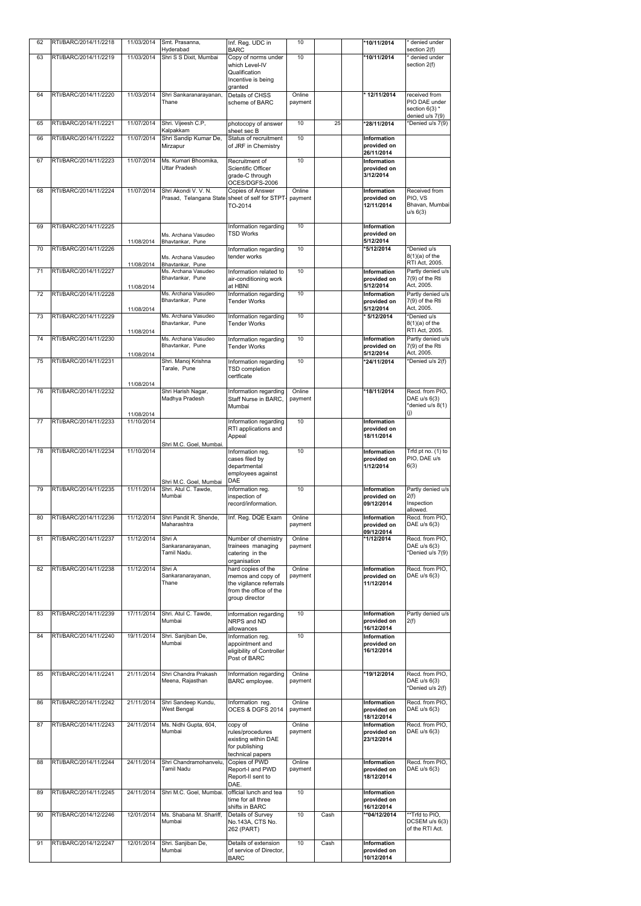| 62 | RTI/BARC/2014/11/2218 | 11/03/2014 | Smt. Prasanna, Hyderabad | Inf. Reg. UDC in BARC | 10 | | | *10/11/2014 | * denied under section 2(f) |
|---|---|---|---|---|---|---|---|---|---|
| 63 | RTI/BARC/2014/11/2219 | 11/03/2014 | Shri S S Dixit, Mumbai | Copy of norms under which Level-IV Qualification Incentive is being granted | 10 | | | *10/11/2014 | * denied under section 2(f) |
| 64 | RTI/BARC/2014/11/2220 | 11/03/2014 | Shri Sankaranarayanan, Thane | Details of CHSS scheme of BARC | Online payment | | | * 12/11/2014 | received from PIO DAE under section 6(3) * denied u/s 7(9) |
| 65 | RTI/BARC/2014/11/2221 | 11/07/2014 | Shri. Vijeesh C.P, Kalpakkam | photocopy of answer sheet sec B | 10 | 25 | | *28/11/2014 | *Denied u/s 7(9) |
| 66 | RTI/BARC/2014/11/2222 | 11/07/2014 | Shri Sandip Kumar De, Mirzapur | Status of recruitment of JRF in Chemistry | 10 | | | Information provided on 26/11/2014 | |
| 67 | RTI/BARC/2014/11/2223 | 11/07/2014 | Ms. Kumari Bhoomika, Uttar Pradesh | Recruitment of Scientific Officer grade-C through OCES/DGFS-2006 | 10 | | | Information provided on 3/12/2014 | |
| 68 | RTI/BARC/2014/11/2224 | 11/07/2014 | Shri Akondi V. V. N. Prasad, Telangana State | Copies of Answer sheet of self for STPT-TO-2014 | Online payment | | | Information provided on 12/11/2014 | Received from PIO, VS Bhavan, Mumbai u/s 6(3) |
| 69 | RTI/BARC/2014/11/2225 | 11/08/2014 | Ms. Archana Vasudeo Bhavtankar, Pune | Information regarding TSD Works | 10 | | | Information provided on 5/12/2014 | |
| 70 | RTI/BARC/2014/11/2226 | 11/08/2014 | Ms. Archana Vasudeo Bhavtankar, Pune | Information regarding tender works | 10 | | | *5/12/2014 | *Denied u/s 8(1)(a) of the RTI Act, 2005. |
| 71 | RTI/BARC/2014/11/2227 | 11/08/2014 | Ms. Archana Vasudeo Bhavtankar, Pune | Information related to air-conditioning work at HBNI | 10 | | | Information provided on 5/12/2014 | Partly denied u/s 7(9) of the Rti Act, 2005. |
| 72 | RTI/BARC/2014/11/2228 | 11/08/2014 | Ms. Archana Vasudeo Bhavtankar, Pune | Information regarding Tender Works | 10 | | | Information provided on 5/12/2014 | Partly denied u/s 7(9) of the Rti Act, 2005. |
| 73 | RTI/BARC/2014/11/2229 | 11/08/2014 | Ms. Archana Vasudeo Bhavtankar, Pune | Information regarding Tender Works | 10 | | | * 5/12/2014 | *Denied u/s 8(1)(a) of the RTI Act, 2005. |
| 74 | RTI/BARC/2014/11/2230 | 11/08/2014 | Ms. Archana Vasudeo Bhavtankar, Pune | Information regarding Tender Works | 10 | | | Information provided on 5/12/2014 | Partly denied u/s 7(9) of the Rti Act, 2005. |
| 75 | RTI/BARC/2014/11/2231 | 11/08/2014 | Shri. Manoj Krishna Tarale, Pune | Information regarding TSD completion certficate | 10 | | | *24/11/2014 | *Denied u/s 2(f) |
| 76 | RTI/BARC/2014/11/2232 | 11/08/2014 | Shri Harish Nagar, Madhya Pradesh | Information regarding Staff Nurse in BARC, Mumbai | Online payment | | | *18/11/2014 | Recd. from PIO, DAE u/s 6(3) *denied u/s 8(1)(j) |
| 77 | RTI/BARC/2014/11/2233 | 11/10/2014 | Shri M.C. Goel, Mumbai. | Information regarding RTI applications and Appeal | 10 | | | Information provided on 18/11/2014 | |
| 78 | RTI/BARC/2014/11/2234 | 11/10/2014 | Shri M.C. Goel, Mumbai | Information reg. cases filed by departmental employees against DAE | 10 | | | Information provided on 1/12/2014 | Trfd pt no. (1) to PIO, DAE u/s 6(3) |
| 79 | RTI/BARC/2014/11/2235 | 11/11/2014 | Shri. Atul C. Tawde, Mumbai | Information reg. inspection of record/information. | 10 | | | Information provided on 09/12/2014 | Partly denied u/s 2(f) Inspection allowed. |
| 80 | RTI/BARC/2014/11/2236 | 11/12/2014 | Shri Pandit R. Shende, Maharashtra | Inf. Reg. DQE Exam | Online payment | | | Information provided on 09/12/2014 | Recd. from PIO, DAE u/s 6(3) |
| 81 | RTI/BARC/2014/11/2237 | 11/12/2014 | Shri A Sankaranarayanan, Tamil Nadu. | Number of chemistry trainees managing catering in the organisation | Online payment | | | *1/12/2014 | Recd. from PIO, DAE u/s 6(3) *Denied u/s 7(9) |
| 82 | RTI/BARC/2014/11/2238 | 11/12/2014 | Shri A Sankaranarayanan, Thane | hard copies of the memos and copy of the vigilance referrals from the office of the group director | Online payment | | | Information provided on 11/12/2014 | Recd. from PIO, DAE u/s 6(3) |
| 83 | RTI/BARC/2014/11/2239 | 17/11/2014 | Shri. Atul C. Tawde, Mumbai | information regarding NRPS and ND allowances | 10 | | | Information provided on 16/12/2014 | Partly denied u/s 2(f) |
| 84 | RTI/BARC/2014/11/2240 | 19/11/2014 | Shri. Sanjiban De, Mumbai | Information reg. appointment and eligibility of Controller Post of BARC | 10 | | | Information provided on 16/12/2014 | |
| 85 | RTI/BARC/2014/11/2241 | 21/11/2014 | Shri Chandra Prakash Meena, Rajasthan | Information regarding BARC employee. | Online payment | | | *19/12/2014 | Recd. from PIO, DAE u/s 6(3) *Denied u/s 2(f) |
| 86 | RTI/BARC/2014/11/2242 | 21/11/2014 | Shri Sandeep Kundu, West Bengal | Information reg. OCES & DGFS 2014 | Online payment | | | Information provided on 18/12/2014 | Recd. from PIO, DAE u/s 6(3) |
| 87 | RTI/BARC/2014/11/2243 | 24/11/2014 | Ms. Nidhi Gupta, 604, Mumbai | copy of rules/procedures existing within DAE for publishing technical papers | Online payment | | | Information provided on 23/12/2014 | Recd. from PIO, DAE u/s 6(3) |
| 88 | RTI/BARC/2014/11/2244 | 24/11/2014 | Shri Chandramohanvelu, Tamil Nadu | Copies of PWD Report-I and PWD Report-II sent to DAE. | Online payment | | | Information provided on 18/12/2014 | Recd. from PIO, DAE u/s 6(3) |
| 89 | RTI/BARC/2014/11/2245 | 24/11/2014 | Shri M.C. Goel, Mumbai. | official lunch and tea time for all three shifts in BARC | 10 | | | Information provided on 16/12/2014 | |
| 90 | RTI/BARC/2014/12/2246 | 12/01/2014 | Ms. Shabana M. Shariff, Mumbai | Details of Survey No.143A, CTS No. 262 (PART) | 10 | Cash | | **04/12/2014 | **Trfd to PIO, DCSEM u/s 6(3) of the RTI Act. |
| 91 | RTI/BARC/2014/12/2247 | 12/01/2014 | Shri. Sanjiban De, Mumbai | Details of extension of service of Director, BARC | 10 | Cash | | Information provided on 10/12/2014 | |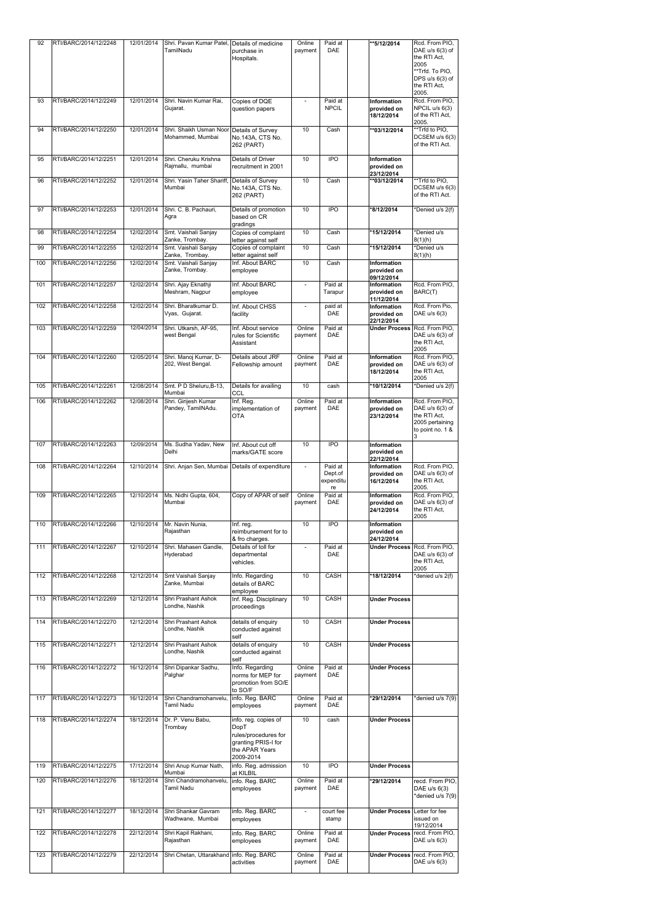| 92 | RTI/BARC/2014/12/2248 | 12/01/2014 | Shri. Pavan Kumar Patel, TamilNadu | Details of medicine purchase in Hospitals. | Online payment | Paid at DAE | | **5/12/2014 | Rcd. From PIO, DAE u/s 6(3) of the RTI Act, 2005 **Trfd. To PIO, DPS u/s 6(3) of the RTI Act, 2005. |
|---|---|---|---|---|---|---|---|---|---|
| 93 | RTI/BARC/2014/12/2249 | 12/01/2014 | Shri. Navin Kumar Rai, Gujarat. | Copies of DQE question papers | - | Paid at NPCIL | | **Information provided on 18/12/2014** | Rcd. From PIO, NPCIL u/s 6(3) of the RTI Act, 2005. |
| 94 | RTI/BARC/2014/12/2250 | 12/01/2014 | Shri. Shaikh Usman Noor Mohammed, Mumbai | Details of Survey No.143A, CTS No. 262 (PART) | 10 | Cash | | **03/12/2014 | **Trfd to PIO, DCSEM u/s 6(3) of the RTI Act. |
| 95 | RTI/BARC/2014/12/2251 | 12/01/2014 | Shri. Cheruku Krishna Rajmallu, mumbai | Details of Driver recruitment in 2001 | 10 | IPO | | **Information provided on 23/12/2014** | |
| 96 | RTI/BARC/2014/12/2252 | 12/01/2014 | Shri. Yasin Taher Shariff, Mumbai | Details of Survey No.143A, CTS No. 262 (PART) | 10 | Cash | | **03/12/2014 | **Trfd to PIO, DCSEM u/s 6(3) of the RTI Act. |
| 97 | RTI/BARC/2014/12/2253 | 12/01/2014 | Shri. C. B. Pachauri, Agra | Details of promotion based on CR gradings | 10 | IPO | | *8/12/2014 | *Denied u/s 2(f) |
| 98 | RTI/BARC/2014/12/2254 | 12/02/2014 | Smt. Vaishali Sanjay Zanke, Trombay. | Copies of complaint letter against self | 10 | Cash | | *15/12/2014 | *Denied u/s 8(1)(h) |
| 99 | RTI/BARC/2014/12/2255 | 12/02/2014 | Smt. Vaishali Sanjay Zanke, Trombay. | Copies of complaint letter against self | 10 | Cash | | *15/12/2014 | *Denied u/s 8(1)(h) |
| 100 | RTI/BARC/2014/12/2256 | 12/02/2014 | Smt. Vaishali Sanjay Zanke, Trombay. | Inf. About BARC employee | 10 | Cash | | **Information provided on 09/12/2014** | |
| 101 | RTI/BARC/2014/12/2257 | 12/02/2014 | Shri. Ajay Eknathji Meshram, Nagpur | Inf. About BARC employee | - | Paid at Tarapur | | **Information provided on 11/12/2014** | Rcd. From PIO, BARC(T) |
| 102 | RTI/BARC/2014/12/2258 | 12/02/2014 | Shri. Bharatkumar D. Vyas, Gujarat. | Inf. About CHSS facility | - | paid at DAE | | **Information provided on 22/12/2014** | Rcd. From Pio, DAE u/s 6(3) |
| 103 | RTI/BARC/2014/12/2259 | 12/04/2014 | Shri. Utkarsh, AF-95, west Bengal | Inf. About service rules for Scientific Assistant | Online payment | Paid at DAE | | **Under Process** | Rcd. From PIO, DAE u/s 6(3) of the RTI Act, 2005 |
| 104 | RTI/BARC/2014/12/2260 | 12/05/2014 | Shri. Manoj Kumar, D-202, West Bengal. | Details about JRF Fellowship amount | Online payment | Paid at DAE | | **Information provided on 18/12/2014** | Rcd. From PIO, DAE u/s 6(3) of the RTI Act, 2005 |
| 105 | RTI/BARC/2014/12/2261 | 12/08/2014 | Smt. P D Sheluru,B-13, Mumbai | Details for availing CCL | 10 | cash | | *10/12/2014 | *Denied u/s 2(f) |
| 106 | RTI/BARC/2014/12/2262 | 12/08/2014 | Shri. Girijesh Kumar Pandey, TamilNAdu. | Inf. Reg. implementation of OTA | Online payment | Paid at DAE | | **Information provided on 23/12/2014** | Rcd. From PIO, DAE u/s 6(3) of the RTI Act, 2005 pertaining to point no. 1 & 3 |
| 107 | RTI/BARC/2014/12/2263 | 12/09/2014 | Ms. Sudha Yadav, New Delhi | Inf. About cut off marks/GATE score | 10 | IPO | | **Information provided on 22/12/2014** | |
| 108 | RTI/BARC/2014/12/2264 | 12/10/2014 | Shri. Anjan Sen, Mumbai | Details of expenditure | - | Paid at Dept.of expenditure | | **Information provided on 16/12/2014** | Rcd. From PIO, DAE u/s 6(3) of the RTI Act, 2005. |
| 109 | RTI/BARC/2014/12/2265 | 12/10/2014 | Ms. Nidhi Gupta, 604, Mumbai | Copy of APAR of self | Online payment | Paid at DAE | | **Information provided on 24/12/2014** | Rcd. From PIO, DAE u/s 6(3) of the RTI Act, 2005 |
| 110 | RTI/BARC/2014/12/2266 | 12/10/2014 | Mr. Navin Nunia, Rajasthan | Inf. reg. reimbursement for to & fro charges. | 10 | IPO | | **Information provided on 24/12/2014** | |
| 111 | RTI/BARC/2014/12/2267 | 12/10/2014 | Shri. Mahasen Gandle, Hyderabad | Details of toll for departmental vehicles. | - | Paid at DAE | | **Under Process** | Rcd. From PIO, DAE u/s 6(3) of the RTI Act, 2005 |
| 112 | RTI/BARC/2014/12/2268 | 12/12/2014 | Smt Vaishali Sanjay Zanke, Mumbai | Info. Regarding details of BARC employee | 10 | CASH | | *18/12/2014 | *denied u/s 2(f) |
| 113 | RTI/BARC/2014/12/2269 | 12/12/2014 | Shri Prashant Ashok Londhe, Nashik | Inf. Reg. Disciplinary proceedings | 10 | CASH | | **Under Process** | |
| 114 | RTI/BARC/2014/12/2270 | 12/12/2014 | Shri Prashant Ashok Londhe, Nashik | details of enquiry conducted against self | 10 | CASH | | **Under Process** | |
| 115 | RTI/BARC/2014/12/2271 | 12/12/2014 | Shri Prashant Ashok Londhe, Nashik | details of enquiry conducted against self | 10 | CASH | | **Under Process** | |
| 116 | RTI/BARC/2014/12/2272 | 16/12/2014 | Shri Dipankar Sadhu, Palghar | Info. Regarding norms for MEP for promotion from SO/E to SO/F | Online payment | Paid at DAE | | **Under Process** | |
| 117 | RTI/BARC/2014/12/2273 | 16/12/2014 | Shri Chandramohanvelu, Tamil Nadu | info. Reg. BARC employees | Online payment | Paid at DAE | | *29/12/2014 | *denied u/s 7(9) |
| 118 | RTI/BARC/2014/12/2274 | 18/12/2014 | Dr. P. Venu Babu, Trombay | info. reg. copies of DopT rules/procedures for granting PRIS-I for the APAR Years 2009-2014 | 10 | cash | | **Under Process** | |
| 119 | RTI/BARC/2014/12/2275 | 17/12/2014 | Shri Anup Kumar Nath, Mumbai | Info. Reg. admission at KILBIL | 10 | IPO | | **Under Process** | |
| 120 | RTI/BARC/2014/12/2276 | 18/12/2014 | Shri Chandramohanvelu, Tamil Nadu | info. Reg. BARC employees | Online payment | Paid at DAE | | *29/12/2014 | recd. From PIO, DAE u/s 6(3) *denied u/s 7(9) |
| 121 | RTI/BARC/2014/12/2277 | 18/12/2014 | Shri Shankar Gavram Wadhwane, Mumbai | info. Reg. BARC employees | - | court fee stamp | | **Under Process** | Letter for fee issued on 19/12/2014 |
| 122 | RTI/BARC/2014/12/2278 | 22/12/2014 | Shri Kapil Rakhani, Rajasthan | info. Reg. BARC employees | Online payment | Paid at DAE | | **Under Process** | recd. From PIO, DAE u/s 6(3) |
| 123 | RTI/BARC/2014/12/2279 | 22/12/2014 | Shri Chetan, Uttarakhand | info. Reg. BARC activities | Online payment | Paid at DAE | | **Under Process** | recd. From PIO, DAE u/s 6(3) |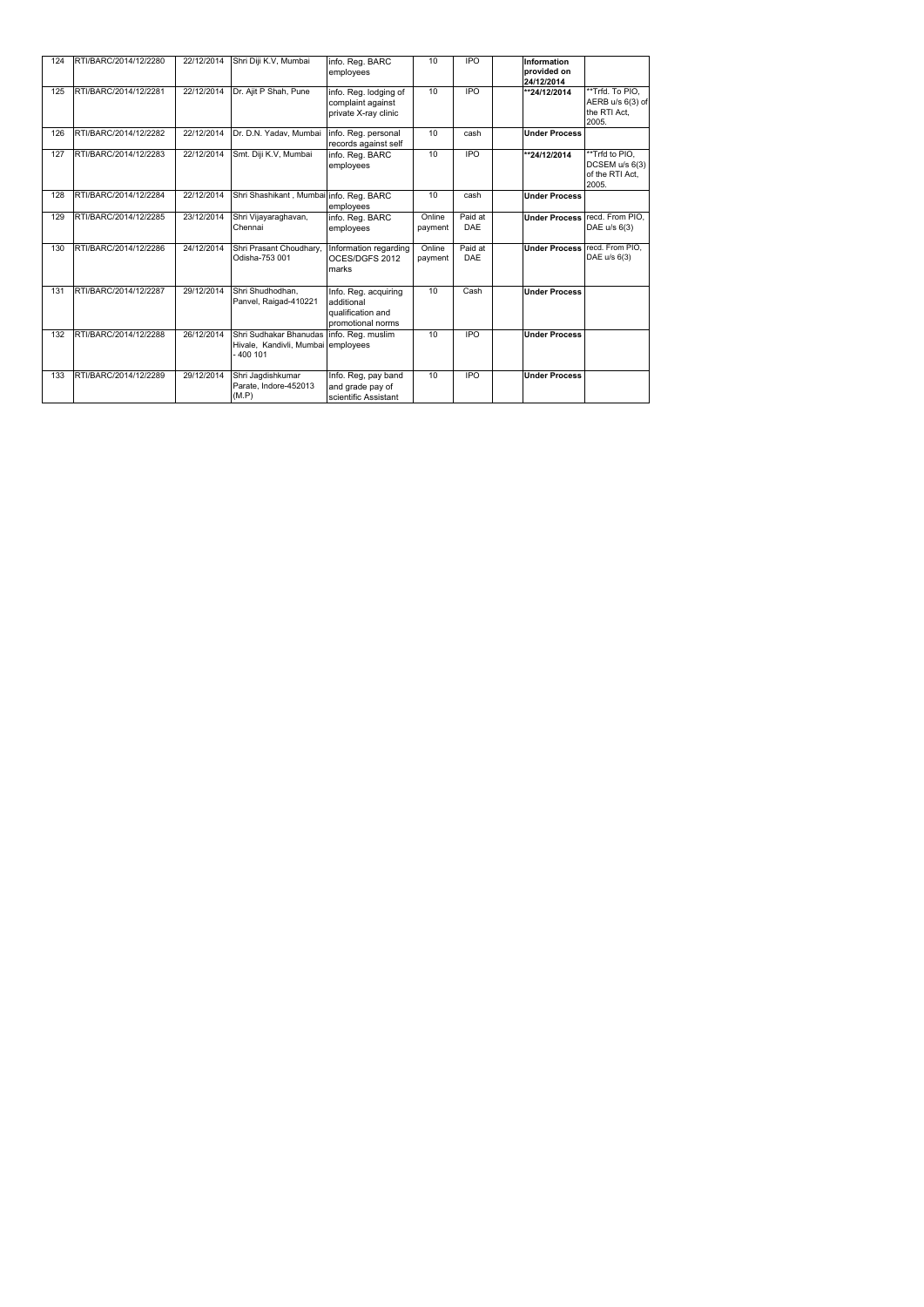| 124 | RTI/BARC/2014/12/2280 | 22/12/2014 | Shri Diji K.V, Mumbai | info. Reg. BARC employees | 10 | IPO | | **Information provided on 24/12/2014** | |
|---|---|---|---|---|---|---|---|---|---|
| 125 | RTI/BARC/2014/12/2281 | 22/12/2014 | Dr. Ajit P Shah, Pune | info. Reg. lodging of complaint against private X-ray clinic | 10 | IPO | | **\*\*24/12/2014** | \*\*Trfd. To PIO, AERB u/s 6(3) of the RTI Act, 2005. |
| 126 | RTI/BARC/2014/12/2282 | 22/12/2014 | Dr. D.N. Yadav, Mumbai | info. Reg. personal records against self | 10 | cash | | **Under Process** | |
| 127 | RTI/BARC/2014/12/2283 | 22/12/2014 | Smt. Diji K.V, Mumbai | info. Reg. BARC employees | 10 | IPO | | **\*\*24/12/2014** | \*\*Trfd to PIO, DCSEM u/s 6(3) of the RTI Act, 2005. |
| 128 | RTI/BARC/2014/12/2284 | 22/12/2014 | Shri Shashikant , Mumbai | info. Reg. BARC employees | 10 | cash | | **Under Process** | |
| 129 | RTI/BARC/2014/12/2285 | 23/12/2014 | Shri Vijayaraghavan, Chennai | info. Reg. BARC employees | Online payment | Paid at DAE | | **Under Process** | recd. From PIO, DAE u/s 6(3) |
| 130 | RTI/BARC/2014/12/2286 | 24/12/2014 | Shri Prasant Choudhary, Odisha-753 001 | Information regarding OCES/DGFS 2012 marks | Online payment | Paid at DAE | | **Under Process** | recd. From PIO, DAE u/s 6(3) |
| 131 | RTI/BARC/2014/12/2287 | 29/12/2014 | Shri Shudhodhan, Panvel, Raigad-410221 | Info. Reg. acquiring additional qualification and promotional norms | 10 | Cash | | **Under Process** | |
| 132 | RTI/BARC/2014/12/2288 | 26/12/2014 | Shri Sudhakar Bhanudas Hivale, Kandivli, Mumbai - 400 101 | info. Reg. muslim employees | 10 | IPO | | **Under Process** | |
| 133 | RTI/BARC/2014/12/2289 | 29/12/2014 | Shri Jagdishkumar Parate, Indore-452013 (M.P) | Info. Reg, pay band and grade pay of scientific Assistant | 10 | IPO | | **Under Process** | |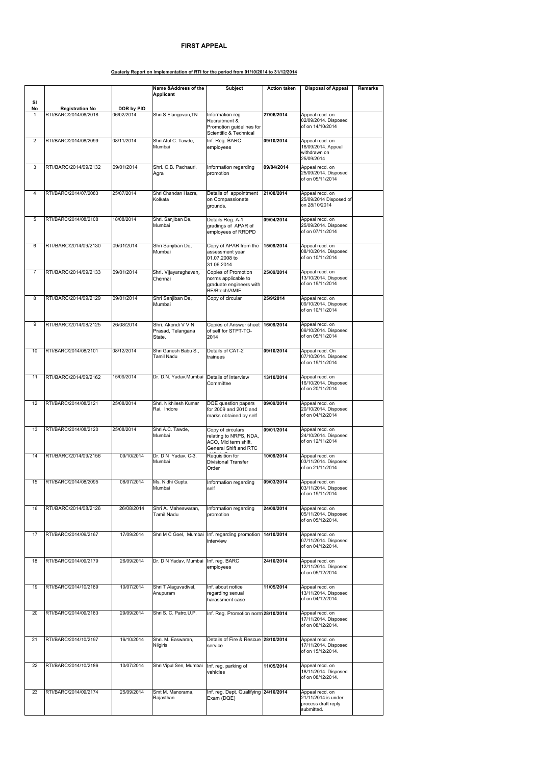# FIRST APPEAL

**Quaterly Report on Implementation of RTI for the period from 01/10/2014 to 31/12/2014**

| Sl No | Registration No | DOR by PIO | Name &Address of the Applicant | Subject | Action taken | Disposal of Appeal | Remarks |
|---|---|---|---|---|---|---|---|
| 1 | RTI/BARC/2014/06/2018 | 06/02/2014 | Shri S Elangovan,TN | Information reg Recruitment & Promotion guidelines for Scientific & Technical | **27/06/2014** | Appeal recd. on 02/09/2014. Disposed of on 14/10/2014 | |
| 2 | RTI/BARC/2014/08/2099 | 08/11/2014 | Shri Atul C. Tawde, Mumbai | Inf. Reg. BARC employees | **09/10/2014** | Appeal recd. on 16/09/2014. Appeal withdrawn on 25/09/2014 | |
| 3 | RTI/BARC/2014/09/2132 | 09/01/2014 | Shri. C.B. Pachauri, Agra | Information regarding promotion | **09/04/2014** | Appeal recd. on 25/09/2014. Disposed of on 05/11/2014 | |
| 4 | RTI/BARC/2014/07/2083 | 25/07/2014 | Shri Chandan Hazra, Kolkata | Details of appointment on Compassionate grounds. | **21/08/2014** | Appeal recd. on 25/09/2014 Disposed of on 28/10/2014 | |
| 5 | RTI/BARC/2014/08/2108 | 18/08/2014 | Shri. Sanjiban De, Mumbai | Details Reg. A-1 gradings of APAR of employees of RRDPD | **09/04/2014** | Appeal recd. on 25/09/2014. Disposed of on 07/11/2014 | |
| 6 | RTI/BARC/2014/09/2130 | 09/01/2014 | Shri Sanjiban De, Mumbai | Copy of APAR from the assessment year 01.07.2008 to 31.06.2014 | **15/09/2014** | Appeal recd. on 08/10/2014. Disposed of on 10/11/2014 | |
| 7 | RTI/BARC/2014/09/2133 | 09/01/2014 | Shri. Vijayaraghavan, Chennai | Copies of Promotion norms applicable to graduate engineers with BE/Btech/AMIE | **25/09/2014** | Appeal recd. on 13/10/2014. Disposed of on 19/11/2014 | |
| 8 | RTI/BARC/2014/09/2129 | 09/01/2014 | Shri Sanjiban De, Mumbai | Copy of circular | **25/9/2014** | Appeal recd. on 09/10/2014. Disposed of on 10/11/2014 | |
| 9 | RTI/BARC/2014/08/2125 | 26/08/2014 | Shri. Akondi V V N Prasad, Telangana State. | Copies of Answer sheet of self for STPT-TO-2014 | **16/09/2014** | Appeal recd. on 09/10/2014. Disposed of on 05/11/2014 | |
| 10 | RTI/BARC/2014/08/2101 | 08/12/2014 | Shri Ganesh Babu S., Tamil Nadu | Details of CAT-2 trainees | **09/10/2014** | Appeal recd. On 07/10/2014. Disposed of on 19/11/2014 | |
| 11 | RTI/BARC/2014/09/2162 | 15/09/2014 | Dr. D.N. Yadav,Mumbai | Details of Interview Committee | **13/10/2014** | Appeal recd. on 16/10/2014. Disposed of on 20/11/2014 | |
| 12 | RTI/BARC/2014/08/2121 | 25/08/2014 | Shri. Nikhilesh Kumar Rai, Indore | DQE question papers for 2009 and 2010 and marks obtained by self | **09/09/2014** | Appeal recd. on 20/10/2014. Disposed of on 04/12/2014 | |
| 13 | RTI/BARC/2014/08/2120 | 25/08/2014 | Shri A.C. Tawde, Mumbai | Copy of circulars relating to NRPS, NDA, ACO, Mid term shift, General Shift and RTC | **09/01/2014** | Appeal recd. on 24/10/2014. Disposed of on 12/11/2014 | |
| 14 | RTI/BARC/2014/09/2156 | 09/10/2014 | Dr. D N Yadav, C-3, Mumbai | Requisition for Divisional Transfer Order | **10/09/2014** | Appeal recd. on 03/11/2014. Disposed of on 21/11/2014 | |
| 15 | RTI/BARC/2014/08/2095 | 08/07/2014 | Ms. Nidhi Gupta, Mumbai | Information regarding self | **09/03/2014** | Appeal recd. on 03/11/2014. Disposed of on 19/11/2014 | |
| 16 | RTI/BARC/2014/08/2126 | 26/08/2014 | Shri A. Maheswaran, Tamil Nadu | Information regarding promotion | **24/09/2014** | Appeal recd. on 05/11/2014. Disposed of on 05/12/2014. | |
| 17 | RTI/BARC/2014/09/2167 | 17/09/2014 | Shri M C Goel, Mumbai | Inf. regarding promotion interview | **14/10/2014** | Appeal recd. on 07/11/2014. Disposed of on 04/12/2014. | |
| 18 | RTI/BARC/2014/09/2179 | 26/09/2014 | Dr. D N Yadav, Mumbai | Inf. reg. BARC employees | **24/10/2014** | Appeal recd. on 12/11/2014. Disposed of on 05/12/2014. | |
| 19 | RTI/BARC/2014/10/2189 | 10/07/2014 | Shri T Alaguvadivel, Anupuram | Inf. about notice regarding sexual harassment case | **11/05/2014** | Appeal recd. on 13/11/2014. Disposed of on 04/12/2014. | |
| 20 | RTI/BARC/2014/09/2183 | 29/09/2014 | Shri S. C. Patro,U.P. | Inf. Reg. Promotion norm | **28/10/2014** | Appeal recd. on 17/11/2014. Disposed of on 08/12/2014. | |
| 21 | RTI/BARC/2014/10/2197 | 16/10/2014 | Shri. M. Easwaran, Nilgiris | Details of Fire & Rescue service | **28/10/2014** | Appeal recd. on 17/11/2014. Disposed of on 15/12/2014. | |
| 22 | RTI/BARC/2014/10/2186 | 10/07/2014 | Shri Vipul Sen, Mumbai | Inf. reg. parking of vehicles | **11/05/2014** | Appeal recd. on 18/11/2014. Disposed of on 08/12/2014. | |
| 23 | RTI/BARC/2014/09/2174 | 25/09/2014 | Smt M. Manorama, Rajasthan | Inf. reg. Dept. Qualifying Exam (DQE) | **24/10/2014** | Appeal recd. on 21/11/2014 is under process draft reply submitted. | |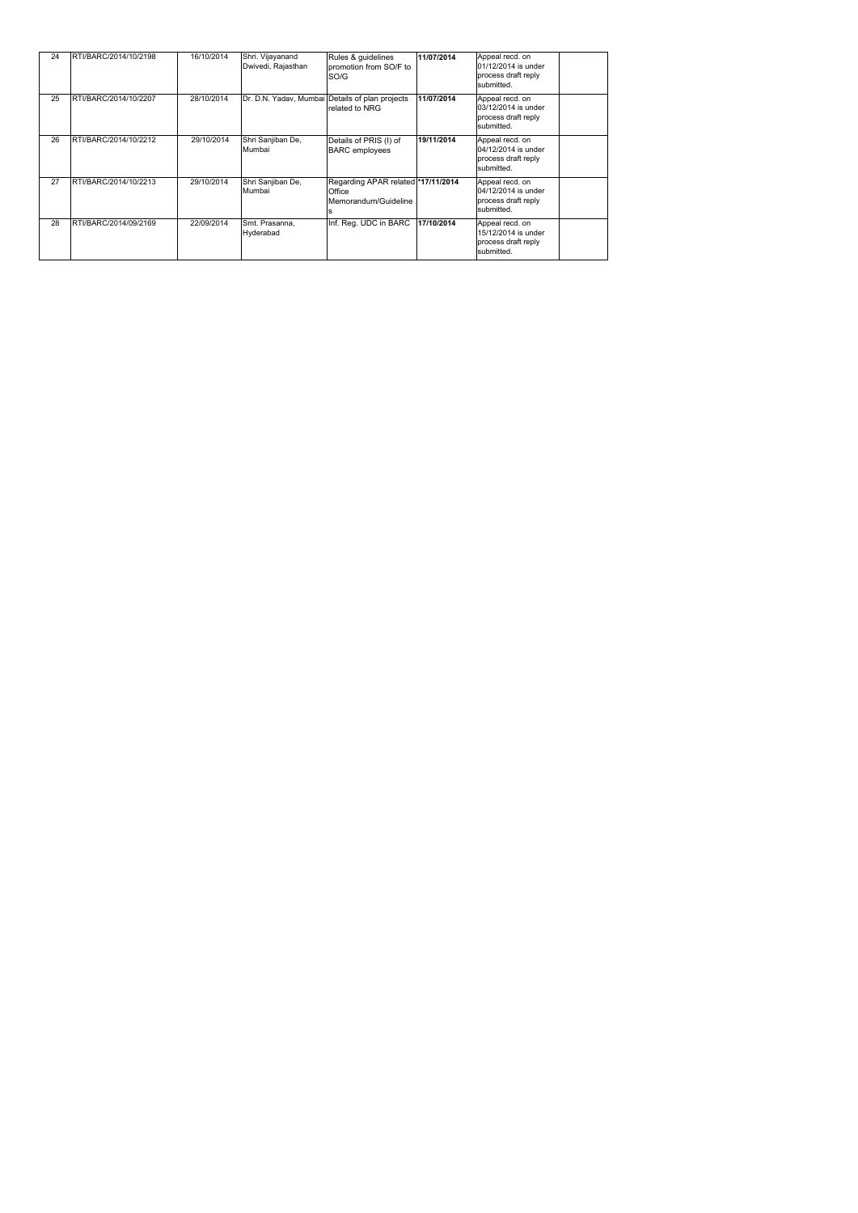| | | | | | | | |
|---|---|---|---|---|---|---|---|
| 24 | RTI/BARC/2014/10/2198 | 16/10/2014 | Shri. Vijayanand Dwivedi, Rajasthan | Rules & guidelines promotion from SO/F to SO/G | **11/07/2014** | Appeal recd. on 01/12/2014 is under process draft reply submitted. | |
| 25 | RTI/BARC/2014/10/2207 | 28/10/2014 | Dr. D.N. Yadav, Mumbai | Details of plan projects related to NRG | **11/07/2014** | Appeal recd. on 03/12/2014 is under process draft reply submitted. | |
| 26 | RTI/BARC/2014/10/2212 | 29/10/2014 | Shri Sanjiban De, Mumbai | Details of PRIS (I) of BARC employees | **19/11/2014** | Appeal recd. on 04/12/2014 is under process draft reply submitted. | |
| 27 | RTI/BARC/2014/10/2213 | 29/10/2014 | Shri Sanjiban De, Mumbai | Regarding APAR related Office Memorandum/Guidelines | **\*17/11/2014** | Appeal recd. on 04/12/2014 is under process draft reply submitted. | |
| 28 | RTI/BARC/2014/09/2169 | 22/09/2014 | Smt. Prasanna, Hyderabad | Inf. Reg. UDC in BARC | **17/10/2014** | Appeal recd. on 15/12/2014 is under process draft reply submitted. | |